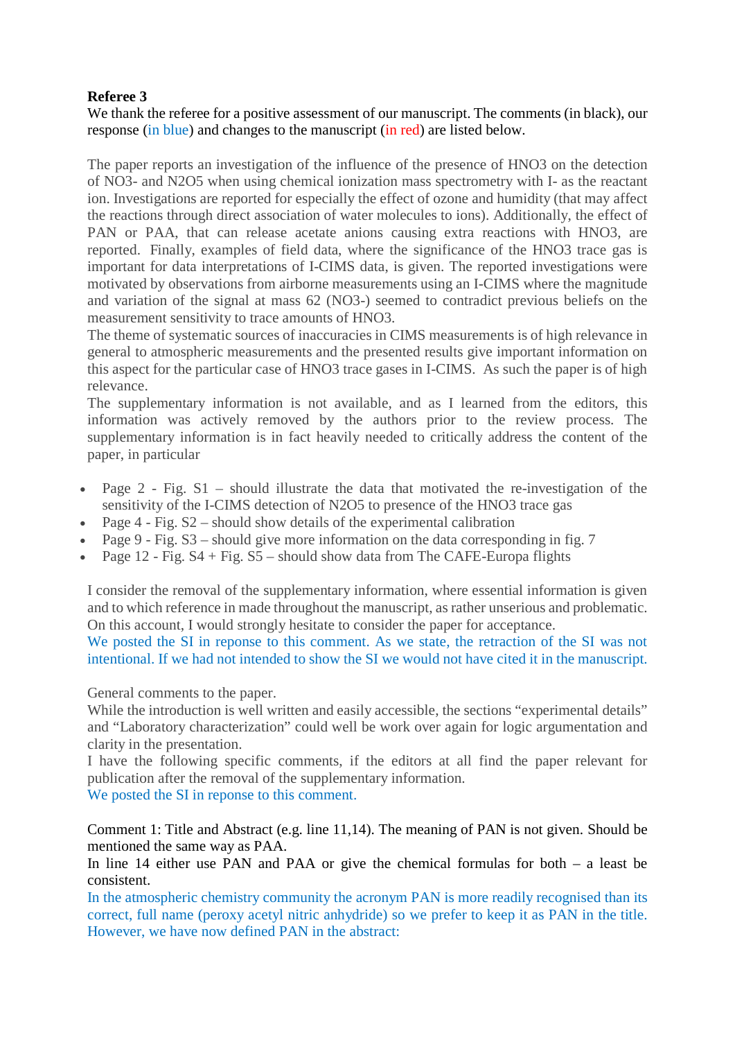**Referee 3**

We thank the referee for a positive assessment of our manuscript. The comments (in black), our response (in blue) and changes to the manuscript (in red) are listed below.

The paper reports an investigation of the influence of the presence of $HNO_3$ on the detection of $NO_3^-$ and $N_2O_5$ when using chemical ionization mass spectrometry with $I^-$ as the reactant ion. Investigations are reported for especially the effect of ozone and humidity (that may affect the reactions through direct association of water molecules to ions). Additionally, the effect of PAN or PAA, that can release acetate anions causing extra reactions with $HNO_3$, are reported. Finally, examples of field data, where the significance of the $HNO_3$ trace gas is important for data interpretations of I-CIMS data, is given. The reported investigations were motivated by observations from airborne measurements using an I-CIMS where the magnitude and variation of the signal at mass 62 ($NO_3^-$) seemed to contradict previous beliefs on the measurement sensitivity to trace amounts of $HNO_3$.

The theme of systematic sources of inaccuracies in CIMS measurements is of high relevance in general to atmospheric measurements and the presented results give important information on this aspect for the particular case of $HNO_3$ trace gases in I-CIMS. As such the paper is of high relevance.

The supplementary information is not available, and as I learned from the editors, this information was actively removed by the authors prior to the review process. The supplementary information is in fact heavily needed to critically address the content of the paper, in particular

- Page 2 - Fig. S1 – should illustrate the data that motivated the re-investigation of the sensitivity of the I-CIMS detection of $N_2O_5$ to presence of the $HNO_3$ trace gas
- Page 4 - Fig. S2 – should show details of the experimental calibration
- Page 9 - Fig. S3 – should give more information on the data corresponding in fig. 7
- Page 12 - Fig. S4 + Fig. S5 – should show data from The CAFE-Europa flights

I consider the removal of the supplementary information, where essential information is given and to which reference in made throughout the manuscript, as rather unserious and problematic. On this account, I would strongly hesitate to consider the paper for acceptance.

We posted the SI in reponse to this comment. As we state, the retraction of the SI was not intentional. If we had not intended to show the SI we would not have cited it in the manuscript.

General comments to the paper.

While the introduction is well written and easily accessible, the sections "experimental details" and "Laboratory characterization" could well be work over again for logic argumentation and clarity in the presentation.

I have the following specific comments, if the editors at all find the paper relevant for publication after the removal of the supplementary information.

We posted the SI in reponse to this comment.

Comment 1: Title and Abstract (e.g. line 11,14). The meaning of PAN is not given. Should be mentioned the same way as PAA.

In line 14 either use PAN and PAA or give the chemical formulas for both – a least be consistent.

In the atmospheric chemistry community the acronym PAN is more readily recognised than its correct, full name (peroxy acetyl nitric anhydride) so we prefer to keep it as PAN in the title. However, we have now defined PAN in the abstract: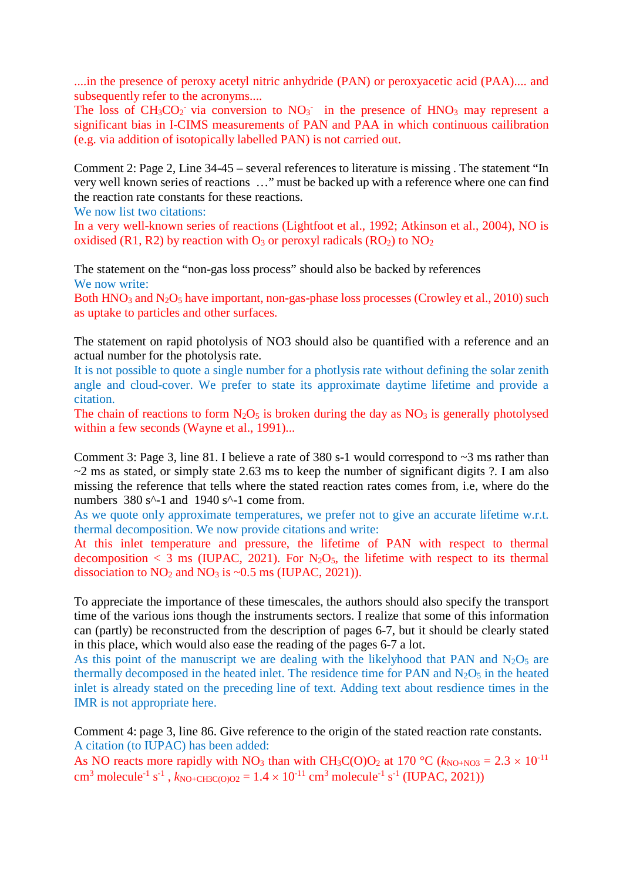....in the presence of peroxy acetyl nitric anhydride (PAN) or peroxyacetic acid (PAA).... and subsequently refer to the acronyms....

The loss of $CH_3CO_2^-$ via conversion to $NO_3^-$ in the presence of $HNO_3$ may represent a significant bias in I-CIMS measurements of PAN and PAA in which continuous cailibration (e.g. via addition of isotopically labelled PAN) is not carried out.

Comment 2: Page 2, Line 34-45 – several references to literature is missing . The statement "In very well known series of reactions …" must be backed up with a reference where one can find the reaction rate constants for these reactions.

We now list two citations:

In a very well-known series of reactions (Lightfoot et al., 1992; Atkinson et al., 2004), NO is oxidised (R1, R2) by reaction with $O_3$ or peroxyl radicals ($RO_2$) to $NO_2$

The statement on the "non-gas loss process" should also be backed by references

We now write:

Both $HNO_3$ and $N_2O_5$ have important, non-gas-phase loss processes (Crowley et al., 2010) such as uptake to particles and other surfaces.

The statement on rapid photolysis of NO3 should also be quantified with a reference and an actual number for the photolysis rate.

It is not possible to quote a single number for a photlysis rate without defining the solar zenith angle and cloud-cover. We prefer to state its approximate daytime lifetime and provide a citation.

The chain of reactions to form $N_2O_5$ is broken during the day as $NO_3$ is generally photolysed within a few seconds (Wayne et al., 1991)...

Comment 3: Page 3, line 81. I believe a rate of 380 s-1 would correspond to ~3 ms rather than ~2 ms as stated, or simply state 2.63 ms to keep the number of significant digits ?. I am also missing the reference that tells where the stated reaction rates comes from, i.e, where do the numbers 380 s^-1 and 1940 s^-1 come from.

As we quote only approximate temperatures, we prefer not to give an accurate lifetime w.r.t. thermal decomposition. We now provide citations and write:

At this inlet temperature and pressure, the lifetime of PAN with respect to thermal decomposition < 3 ms (IUPAC, 2021). For $N_2O_5$, the lifetime with respect to its thermal dissociation to $NO_2$ and $NO_3$ is ~0.5 ms (IUPAC, 2021)).

To appreciate the importance of these timescales, the authors should also specify the transport time of the various ions though the instruments sectors. I realize that some of this information can (partly) be reconstructed from the description of pages 6-7, but it should be clearly stated in this place, which would also ease the reading of the pages 6-7 a lot.

As this point of the manuscript we are dealing with the likelyhood that PAN and $N_2O_5$ are thermally decomposed in the heated inlet. The residence time for PAN and $N_2O_5$ in the heated inlet is already stated on the preceding line of text. Adding text about resdience times in the IMR is not appropriate here.

Comment 4: page 3, line 86. Give reference to the origin of the stated reaction rate constants.

A citation (to IUPAC) has been added:

As NO reacts more rapidly with $NO_3$ than with $CH_3C(O)O_2$ at 170 °C ($k_{NO+NO3} = 2.3 \times 10^{-11}$ cm$^3$ molecule$^{-1}$ s$^{-1}$ , $k_{NO+CH3C(O)O2} = 1.4 \times 10^{-11}$ cm$^3$ molecule$^{-1}$ s$^{-1}$ (IUPAC, 2021))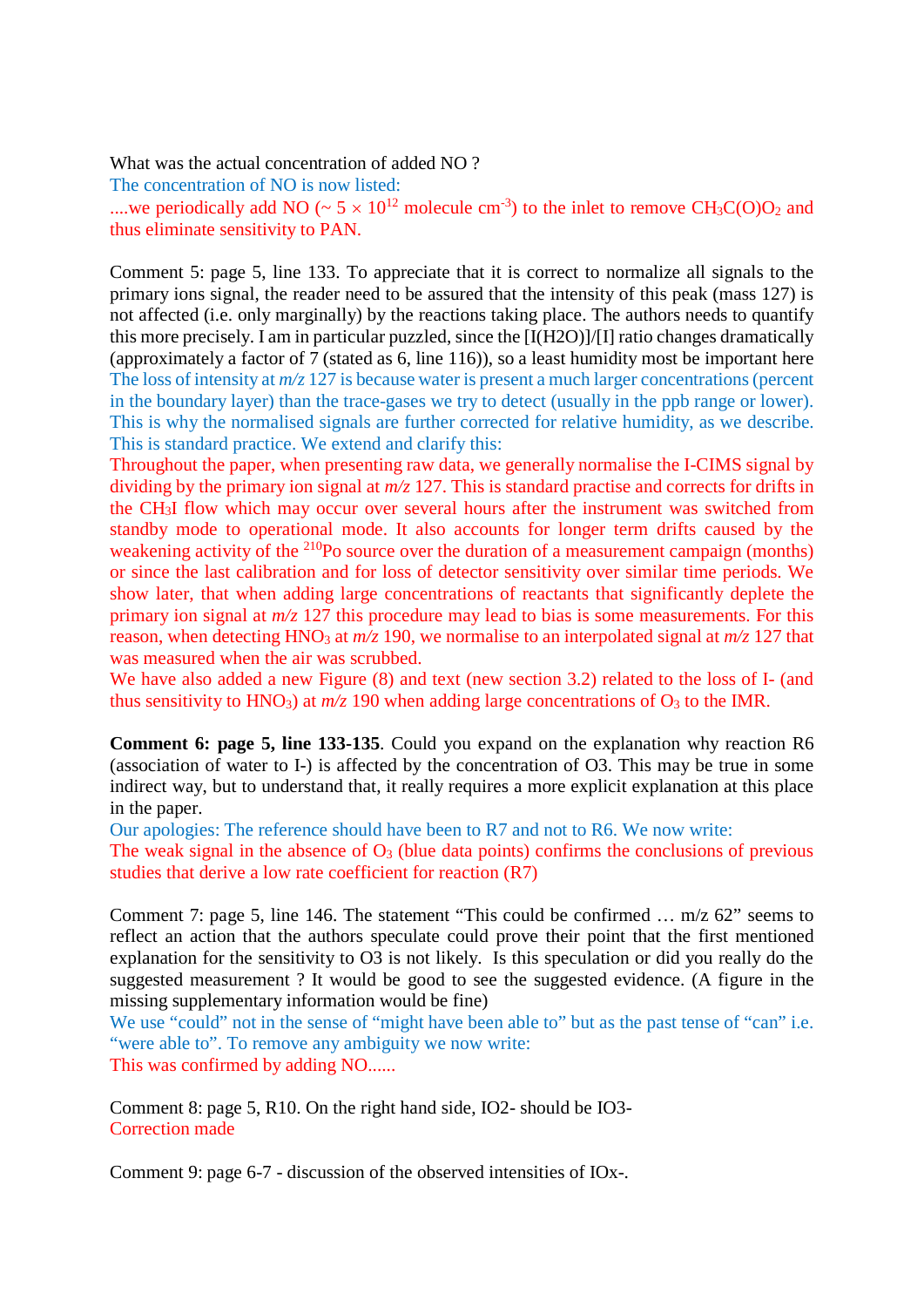What was the actual concentration of added NO ?

The concentration of NO is now listed:

....we periodically add NO (~ $5 \times 10^{12}$ molecule cm$^{-3}$) to the inlet to remove $CH_3C(O)O_2$ and thus eliminate sensitivity to PAN.

Comment 5: page 5, line 133. To appreciate that it is correct to normalize all signals to the primary ions signal, the reader need to be assured that the intensity of this peak (mass 127) is not affected (i.e. only marginally) by the reactions taking place. The authors needs to quantify this more precisely. I am in particular puzzled, since the [I(H2O)]/[I] ratio changes dramatically (approximately a factor of 7 (stated as 6, line 116)), so a least humidity most be important here

The loss of intensity at *m/z* 127 is because water is present a much larger concentrations (percent in the boundary layer) than the trace-gases we try to detect (usually in the ppb range or lower). This is why the normalised signals are further corrected for relative humidity, as we describe. This is standard practice. We extend and clarify this:

Throughout the paper, when presenting raw data, we generally normalise the I-CIMS signal by dividing by the primary ion signal at *m/z* 127. This is standard practise and corrects for drifts in the $CH_3I$ flow which may occur over several hours after the instrument was switched from standby mode to operational mode. It also accounts for longer term drifts caused by the weakening activity of the $^{210}$Po source over the duration of a measurement campaign (months) or since the last calibration and for loss of detector sensitivity over similar time periods. We show later, that when adding large concentrations of reactants that significantly deplete the primary ion signal at *m/z* 127 this procedure may lead to bias is some measurements. For this reason, when detecting $HNO_3$ at *m/z* 190, we normalise to an interpolated signal at *m/z* 127 that was measured when the air was scrubbed.

We have also added a new Figure (8) and text (new section 3.2) related to the loss of I- (and thus sensitivity to $HNO_3$) at *m/z* 190 when adding large concentrations of $O_3$ to the IMR.

**Comment 6: page 5, line 133-135**. Could you expand on the explanation why reaction R6 (association of water to I-) is affected by the concentration of O3. This may be true in some indirect way, but to understand that, it really requires a more explicit explanation at this place in the paper.

Our apologies: The reference should have been to R7 and not to R6. We now write:

The weak signal in the absence of $O_3$ (blue data points) confirms the conclusions of previous studies that derive a low rate coefficient for reaction (R7)

Comment 7: page 5, line 146. The statement "This could be confirmed … m/z 62" seems to reflect an action that the authors speculate could prove their point that the first mentioned explanation for the sensitivity to O3 is not likely. Is this speculation or did you really do the suggested measurement ? It would be good to see the suggested evidence. (A figure in the missing supplementary information would be fine)

We use "could" not in the sense of "might have been able to" but as the past tense of "can" i.e. "were able to". To remove any ambiguity we now write:

This was confirmed by adding NO......

Comment 8: page 5, R10. On the right hand side, IO2- should be IO3-

Correction made

Comment 9: page 6-7 - discussion of the observed intensities of IOx-.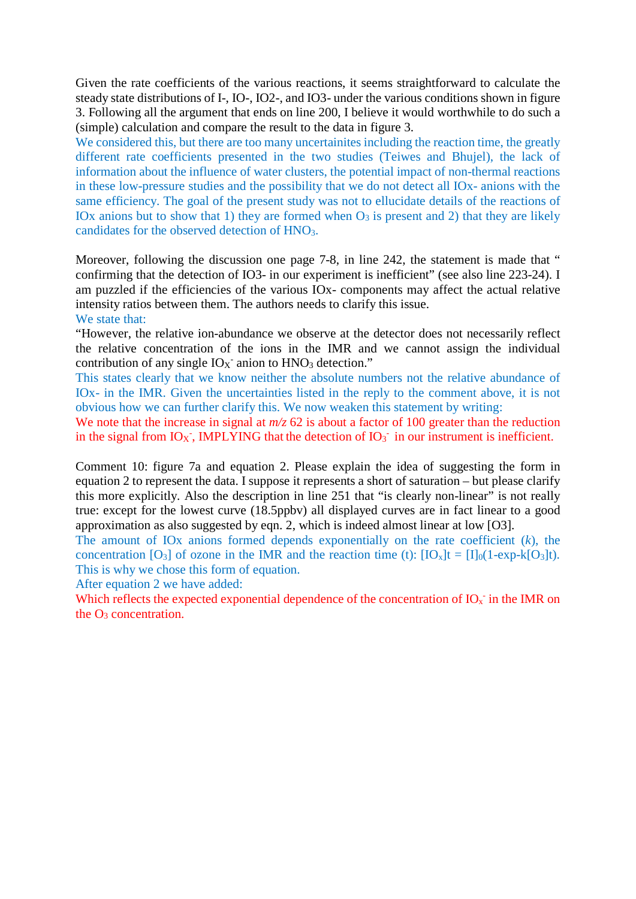Given the rate coefficients of the various reactions, it seems straightforward to calculate the steady state distributions of I-, IO-, IO2-, and IO3- under the various conditions shown in figure 3. Following all the argument that ends on line 200, I believe it would worthwhile to do such a (simple) calculation and compare the result to the data in figure 3.

We considered this, but there are too many uncertainites including the reaction time, the greatly different rate coefficients presented in the two studies (Teiwes and Bhujel), the lack of information about the influence of water clusters, the potential impact of non-thermal reactions in these low-pressure studies and the possibility that we do not detect all IOx- anions with the same efficiency. The goal of the present study was not to ellucidate details of the reactions of IOx anions but to show that 1) they are formed when $O_3$ is present and 2) that they are likely candidates for the observed detection of $HNO_3$.

Moreover, following the discussion one page 7-8, in line 242, the statement is made that " confirming that the detection of IO3- in our experiment is inefficient" (see also line 223-24). I am puzzled if the efficiencies of the various IOx- components may affect the actual relative intensity ratios between them. The authors needs to clarify this issue.

We state that:

"However, the relative ion-abundance we observe at the detector does not necessarily reflect the relative concentration of the ions in the IMR and we cannot assign the individual contribution of any single $IO_X^-$ anion to $HNO_3$ detection."

This states clearly that we know neither the absolute numbers not the relative abundance of IOx- in the IMR. Given the uncertainties listed in the reply to the comment above, it is not obvious how we can further clarify this. We now weaken this statement by writing:

We note that the increase in signal at *m/z* 62 is about a factor of 100 greater than the reduction in the signal from $IO_X^-$, IMPLYING that the detection of $IO_3^-$ in our instrument is inefficient.

Comment 10: figure 7a and equation 2. Please explain the idea of suggesting the form in equation 2 to represent the data. I suppose it represents a short of saturation – but please clarify this more explicitly. Also the description in line 251 that "is clearly non-linear" is not really true: except for the lowest curve (18.5ppbv) all displayed curves are in fact linear to a good approximation as also suggested by eqn. 2, which is indeed almost linear at low [O3].

The amount of IOx anions formed depends exponentially on the rate coefficient (*k*), the concentration $[O_3]$ of ozone in the IMR and the reaction time (t): $[IO_x]t = [I]_0(1\text{-exp-}k[O_3]t)$. This is why we chose this form of equation.

After equation 2 we have added:

Which reflects the expected exponential dependence of the concentration of $IO_x^-$ in the IMR on the $O_3$ concentration.